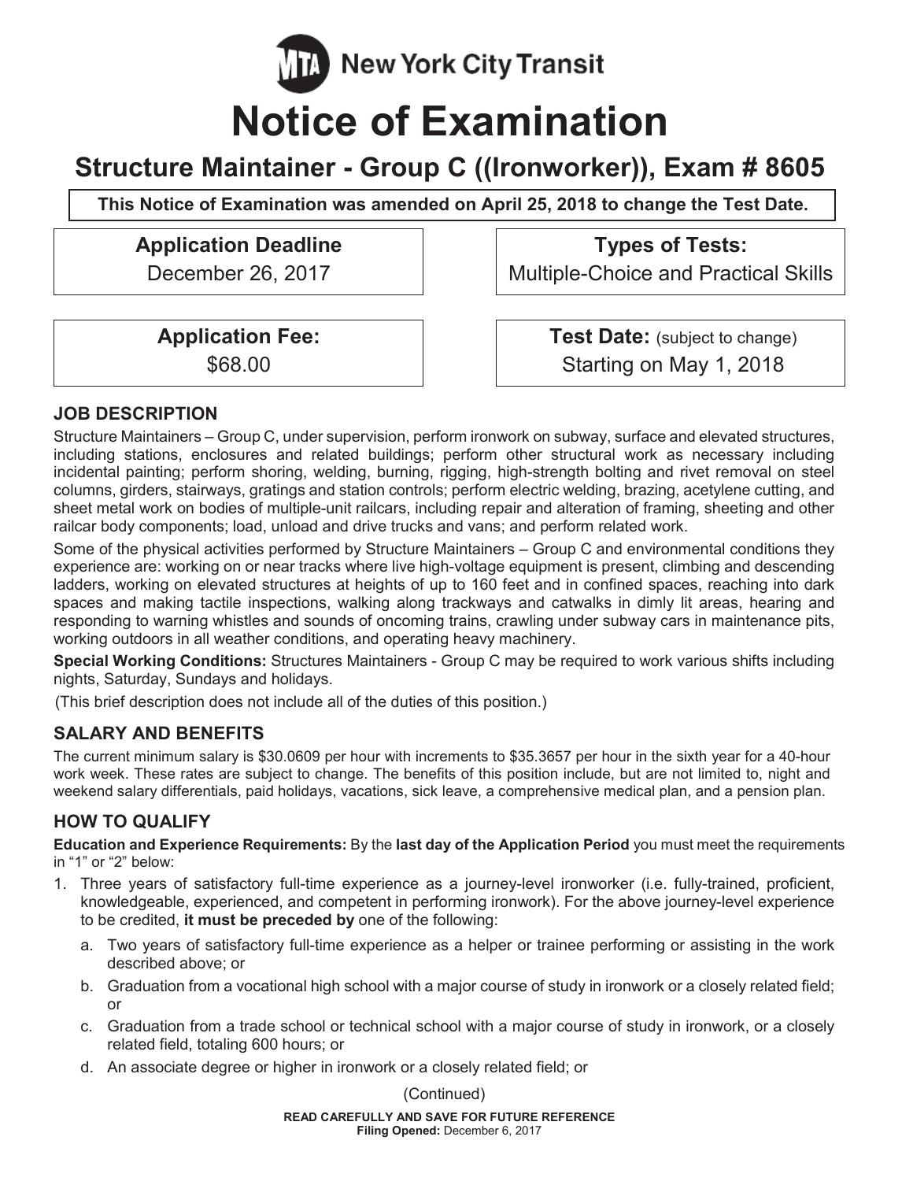MTA New York City Transit

# Notice of Examination

## Structure Maintainer - Group C ((Ironworker)), Exam # 8605

**This Notice of Examination was amended on April 25, 2018 to change the Test Date.**

**Application Deadline**
December 26, 2017

**Types of Tests:**
Multiple-Choice and Practical Skills

**Application Fee:**
$68.00

**Test Date:** (subject to change)
Starting on May 1, 2018

### JOB DESCRIPTION

Structure Maintainers – Group C, under supervision, perform ironwork on subway, surface and elevated structures, including stations, enclosures and related buildings; perform other structural work as necessary including incidental painting; perform shoring, welding, burning, rigging, high-strength bolting and rivet removal on steel columns, girders, stairways, gratings and station controls; perform electric welding, brazing, acetylene cutting, and sheet metal work on bodies of multiple-unit railcars, including repair and alteration of framing, sheeting and other railcar body components; load, unload and drive trucks and vans; and perform related work.

Some of the physical activities performed by Structure Maintainers – Group C and environmental conditions they experience are: working on or near tracks where live high-voltage equipment is present, climbing and descending ladders, working on elevated structures at heights of up to 160 feet and in confined spaces, reaching into dark spaces and making tactile inspections, walking along trackways and catwalks in dimly lit areas, hearing and responding to warning whistles and sounds of oncoming trains, crawling under subway cars in maintenance pits, working outdoors in all weather conditions, and operating heavy machinery.

**Special Working Conditions:** Structures Maintainers - Group C may be required to work various shifts including nights, Saturday, Sundays and holidays.

(This brief description does not include all of the duties of this position.)

### SALARY AND BENEFITS

The current minimum salary is $30.0609 per hour with increments to $35.3657 per hour in the sixth year for a 40-hour work week. These rates are subject to change. The benefits of this position include, but are not limited to, night and weekend salary differentials, paid holidays, vacations, sick leave, a comprehensive medical plan, and a pension plan.

### HOW TO QUALIFY

**Education and Experience Requirements:** By the **last day of the Application Period** you must meet the requirements in "1" or "2" below:

1. Three years of satisfactory full-time experience as a journey-level ironworker (i.e. fully-trained, proficient, knowledgeable, experienced, and competent in performing ironwork). For the above journey-level experience to be credited, **it must be preceded by** one of the following:
   a. Two years of satisfactory full-time experience as a helper or trainee performing or assisting in the work described above; or
   b. Graduation from a vocational high school with a major course of study in ironwork or a closely related field; or
   c. Graduation from a trade school or technical school with a major course of study in ironwork, or a closely related field, totaling 600 hours; or
   d. An associate degree or higher in ironwork or a closely related field; or

(Continued)

**READ CAREFULLY AND SAVE FOR FUTURE REFERENCE**
**Filing Opened:** December 6, 2017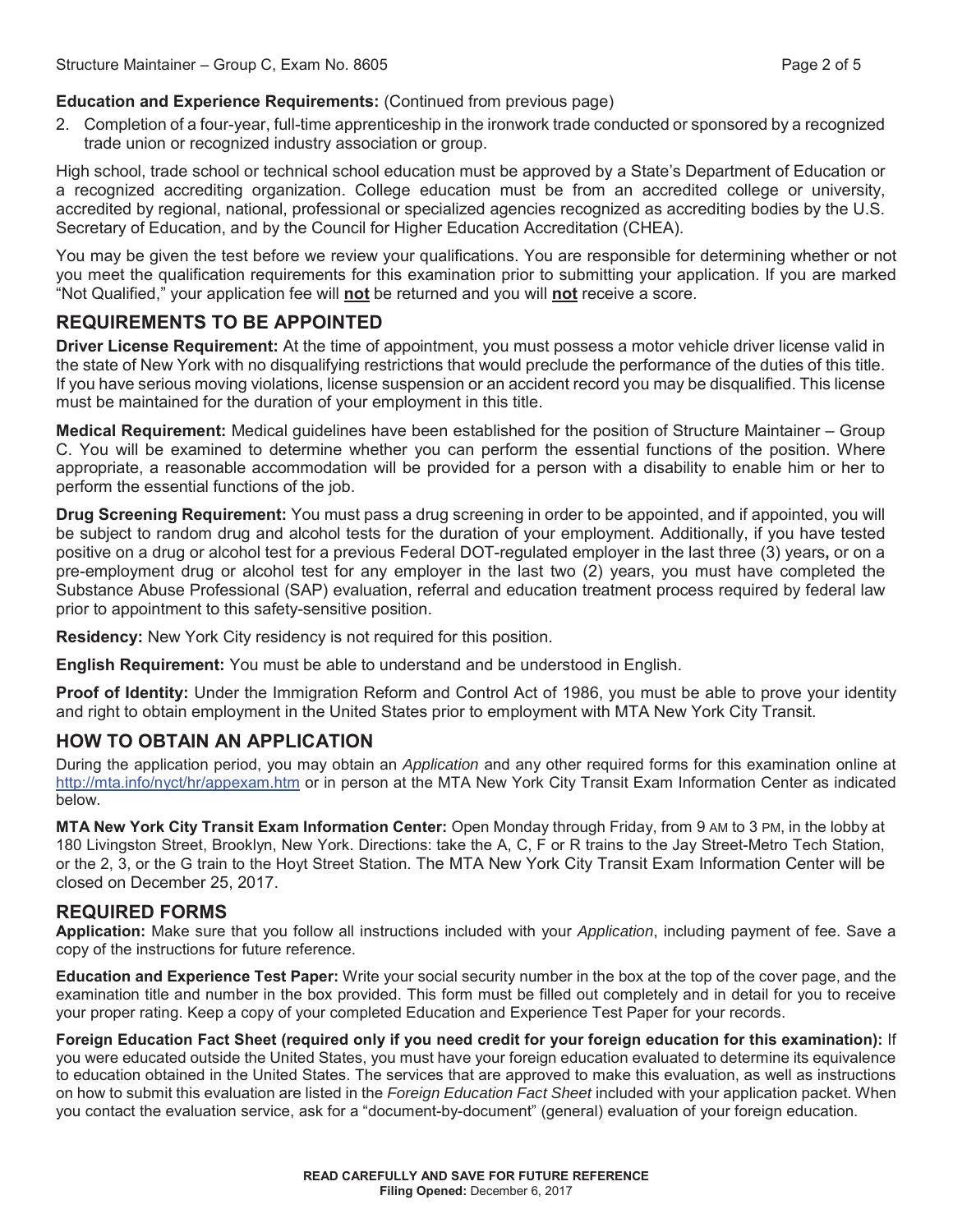**Education and Experience Requirements:** (Continued from previous page)

2. Completion of a four-year, full-time apprenticeship in the ironwork trade conducted or sponsored by a recognized trade union or recognized industry association or group.

High school, trade school or technical school education must be approved by a State's Department of Education or a recognized accrediting organization. College education must be from an accredited college or university, accredited by regional, national, professional or specialized agencies recognized as accrediting bodies by the U.S. Secretary of Education, and by the Council for Higher Education Accreditation (CHEA).

You may be given the test before we review your qualifications. You are responsible for determining whether or not you meet the qualification requirements for this examination prior to submitting your application. If you are marked "Not Qualified," your application fee will **not** be returned and you will **not** receive a score.

## REQUIREMENTS TO BE APPOINTED

**Driver License Requirement:** At the time of appointment, you must possess a motor vehicle driver license valid in the state of New York with no disqualifying restrictions that would preclude the performance of the duties of this title. If you have serious moving violations, license suspension or an accident record you may be disqualified. This license must be maintained for the duration of your employment in this title.

**Medical Requirement:** Medical guidelines have been established for the position of Structure Maintainer – Group C. You will be examined to determine whether you can perform the essential functions of the position. Where appropriate, a reasonable accommodation will be provided for a person with a disability to enable him or her to perform the essential functions of the job.

**Drug Screening Requirement:** You must pass a drug screening in order to be appointed, and if appointed, you will be subject to random drug and alcohol tests for the duration of your employment. Additionally, if you have tested positive on a drug or alcohol test for a previous Federal DOT-regulated employer in the last three (3) years, or on a pre-employment drug or alcohol test for any employer in the last two (2) years, you must have completed the Substance Abuse Professional (SAP) evaluation, referral and education treatment process required by federal law prior to appointment to this safety-sensitive position.

**Residency:** New York City residency is not required for this position.

**English Requirement:** You must be able to understand and be understood in English.

**Proof of Identity:** Under the Immigration Reform and Control Act of 1986, you must be able to prove your identity and right to obtain employment in the United States prior to employment with MTA New York City Transit.

## HOW TO OBTAIN AN APPLICATION

During the application period, you may obtain an *Application* and any other required forms for this examination online at http://mta.info/nyct/hr/appexam.htm or in person at the MTA New York City Transit Exam Information Center as indicated below.

**MTA New York City Transit Exam Information Center:** Open Monday through Friday, from 9 AM to 3 PM, in the lobby at 180 Livingston Street, Brooklyn, New York. Directions: take the A, C, F or R trains to the Jay Street-Metro Tech Station, or the 2, 3, or the G train to the Hoyt Street Station. The MTA New York City Transit Exam Information Center will be closed on December 25, 2017.

## REQUIRED FORMS

**Application:** Make sure that you follow all instructions included with your *Application*, including payment of fee. Save a copy of the instructions for future reference.

**Education and Experience Test Paper:** Write your social security number in the box at the top of the cover page, and the examination title and number in the box provided. This form must be filled out completely and in detail for you to receive your proper rating. Keep a copy of your completed Education and Experience Test Paper for your records.

**Foreign Education Fact Sheet (required only if you need credit for your foreign education for this examination):** If you were educated outside the United States, you must have your foreign education evaluated to determine its equivalence to education obtained in the United States. The services that are approved to make this evaluation, as well as instructions on how to submit this evaluation are listed in the *Foreign Education Fact Sheet* included with your application packet. When you contact the evaluation service, ask for a "document-by-document" (general) evaluation of your foreign education.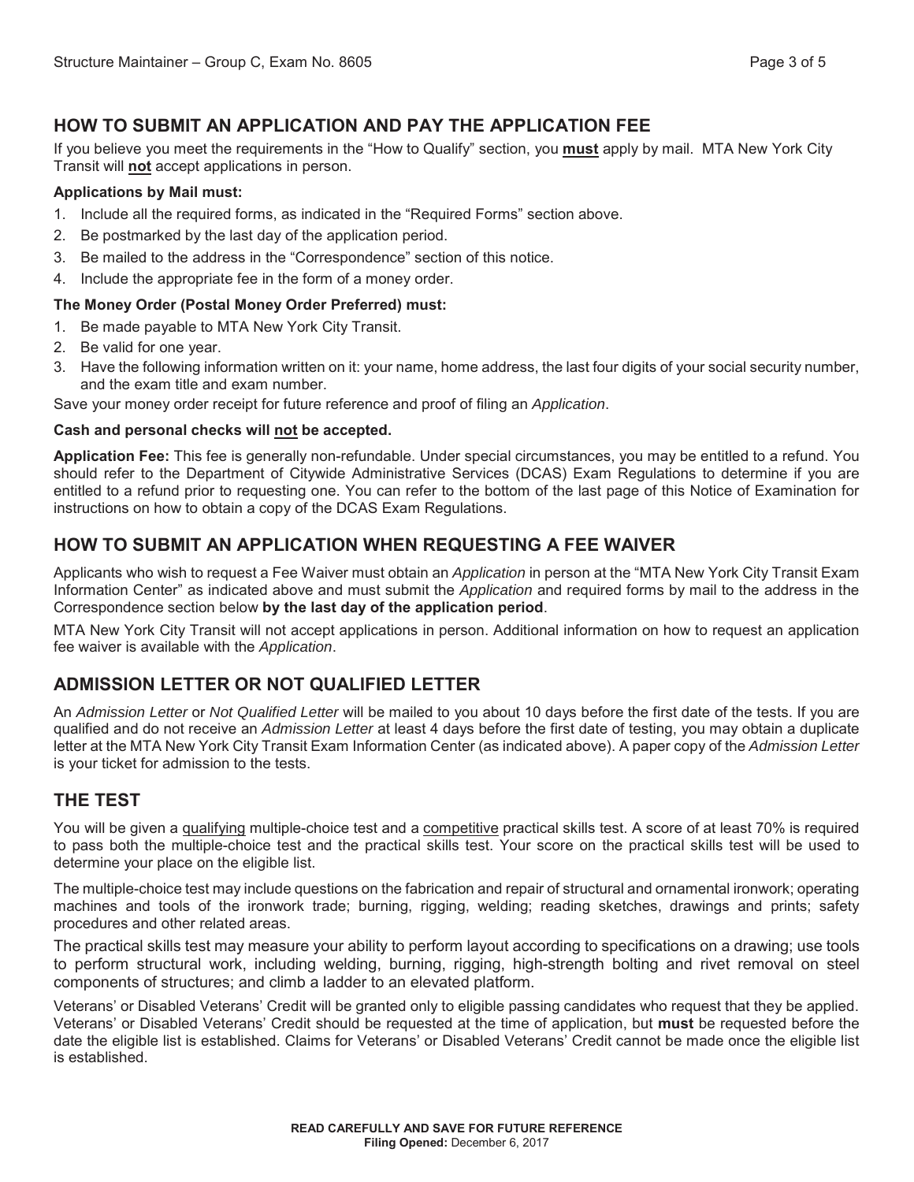## HOW TO SUBMIT AN APPLICATION AND PAY THE APPLICATION FEE

If you believe you meet the requirements in the "How to Qualify" section, you **must** apply by mail. MTA New York City Transit will **not** accept applications in person.

**Applications by Mail must:**

1. Include all the required forms, as indicated in the "Required Forms" section above.
2. Be postmarked by the last day of the application period.
3. Be mailed to the address in the "Correspondence" section of this notice.
4. Include the appropriate fee in the form of a money order.

**The Money Order (Postal Money Order Preferred) must:**

1. Be made payable to MTA New York City Transit.
2. Be valid for one year.
3. Have the following information written on it: your name, home address, the last four digits of your social security number, and the exam title and exam number.

Save your money order receipt for future reference and proof of filing an *Application*.

**Cash and personal checks will not be accepted.**

**Application Fee:** This fee is generally non-refundable. Under special circumstances, you may be entitled to a refund. You should refer to the Department of Citywide Administrative Services (DCAS) Exam Regulations to determine if you are entitled to a refund prior to requesting one. You can refer to the bottom of the last page of this Notice of Examination for instructions on how to obtain a copy of the DCAS Exam Regulations.

## HOW TO SUBMIT AN APPLICATION WHEN REQUESTING A FEE WAIVER

Applicants who wish to request a Fee Waiver must obtain an *Application* in person at the "MTA New York City Transit Exam Information Center" as indicated above and must submit the *Application* and required forms by mail to the address in the Correspondence section below **by the last day of the application period**.

MTA New York City Transit will not accept applications in person. Additional information on how to request an application fee waiver is available with the *Application*.

## ADMISSION LETTER OR NOT QUALIFIED LETTER

An *Admission Letter* or *Not Qualified Letter* will be mailed to you about 10 days before the first date of the tests. If you are qualified and do not receive an *Admission Letter* at least 4 days before the first date of testing, you may obtain a duplicate letter at the MTA New York City Transit Exam Information Center (as indicated above). A paper copy of the *Admission Letter* is your ticket for admission to the tests.

## THE TEST

You will be given a qualifying multiple-choice test and a competitive practical skills test. A score of at least 70% is required to pass both the multiple-choice test and the practical skills test. Your score on the practical skills test will be used to determine your place on the eligible list.

The multiple-choice test may include questions on the fabrication and repair of structural and ornamental ironwork; operating machines and tools of the ironwork trade; burning, rigging, welding; reading sketches, drawings and prints; safety procedures and other related areas.

The practical skills test may measure your ability to perform layout according to specifications on a drawing; use tools to perform structural work, including welding, burning, rigging, high-strength bolting and rivet removal on steel components of structures; and climb a ladder to an elevated platform.

Veterans' or Disabled Veterans' Credit will be granted only to eligible passing candidates who request that they be applied. Veterans' or Disabled Veterans' Credit should be requested at the time of application, but **must** be requested before the date the eligible list is established. Claims for Veterans' or Disabled Veterans' Credit cannot be made once the eligible list is established.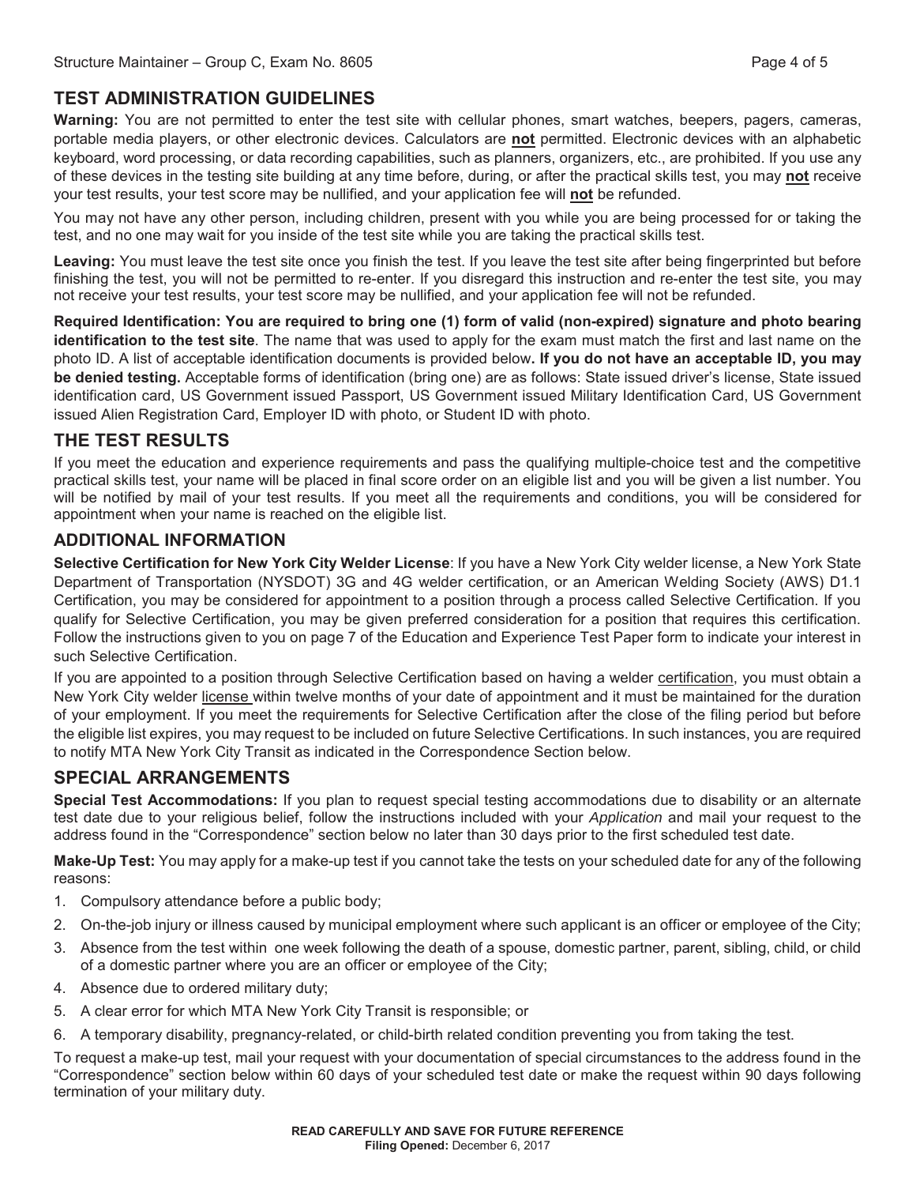## TEST ADMINISTRATION GUIDELINES

**Warning:** You are not permitted to enter the test site with cellular phones, smart watches, beepers, pagers, cameras, portable media players, or other electronic devices. Calculators are **not** permitted. Electronic devices with an alphabetic keyboard, word processing, or data recording capabilities, such as planners, organizers, etc., are prohibited. If you use any of these devices in the testing site building at any time before, during, or after the practical skills test, you may **not** receive your test results, your test score may be nullified, and your application fee will **not** be refunded.

You may not have any other person, including children, present with you while you are being processed for or taking the test, and no one may wait for you inside of the test site while you are taking the practical skills test.

**Leaving:** You must leave the test site once you finish the test. If you leave the test site after being fingerprinted but before finishing the test, you will not be permitted to re-enter. If you disregard this instruction and re-enter the test site, you may not receive your test results, your test score may be nullified, and your application fee will not be refunded.

**Required Identification: You are required to bring one (1) form of valid (non-expired) signature and photo bearing identification to the test site**. The name that was used to apply for the exam must match the first and last name on the photo ID. A list of acceptable identification documents is provided below**. If you do not have an acceptable ID, you may be denied testing.** Acceptable forms of identification (bring one) are as follows: State issued driver's license, State issued identification card, US Government issued Passport, US Government issued Military Identification Card, US Government issued Alien Registration Card, Employer ID with photo, or Student ID with photo.

## THE TEST RESULTS

If you meet the education and experience requirements and pass the qualifying multiple-choice test and the competitive practical skills test, your name will be placed in final score order on an eligible list and you will be given a list number. You will be notified by mail of your test results. If you meet all the requirements and conditions, you will be considered for appointment when your name is reached on the eligible list.

## ADDITIONAL INFORMATION

**Selective Certification for New York City Welder License**: If you have a New York City welder license, a New York State Department of Transportation (NYSDOT) 3G and 4G welder certification, or an American Welding Society (AWS) D1.1 Certification, you may be considered for appointment to a position through a process called Selective Certification. If you qualify for Selective Certification, you may be given preferred consideration for a position that requires this certification. Follow the instructions given to you on page 7 of the Education and Experience Test Paper form to indicate your interest in such Selective Certification.

If you are appointed to a position through Selective Certification based on having a welder certification, you must obtain a New York City welder license within twelve months of your date of appointment and it must be maintained for the duration of your employment. If you meet the requirements for Selective Certification after the close of the filing period but before the eligible list expires, you may request to be included on future Selective Certifications. In such instances, you are required to notify MTA New York City Transit as indicated in the Correspondence Section below.

## SPECIAL ARRANGEMENTS

**Special Test Accommodations:** If you plan to request special testing accommodations due to disability or an alternate test date due to your religious belief, follow the instructions included with your *Application* and mail your request to the address found in the "Correspondence" section below no later than 30 days prior to the first scheduled test date.

**Make-Up Test:** You may apply for a make-up test if you cannot take the tests on your scheduled date for any of the following reasons:

1. Compulsory attendance before a public body;
2. On-the-job injury or illness caused by municipal employment where such applicant is an officer or employee of the City;
3. Absence from the test within one week following the death of a spouse, domestic partner, parent, sibling, child, or child of a domestic partner where you are an officer or employee of the City;
4. Absence due to ordered military duty;
5. A clear error for which MTA New York City Transit is responsible; or
6. A temporary disability, pregnancy-related, or child-birth related condition preventing you from taking the test.

To request a make-up test, mail your request with your documentation of special circumstances to the address found in the "Correspondence" section below within 60 days of your scheduled test date or make the request within 90 days following termination of your military duty.

**READ CAREFULLY AND SAVE FOR FUTURE REFERENCE**
**Filing Opened:** December 6, 2017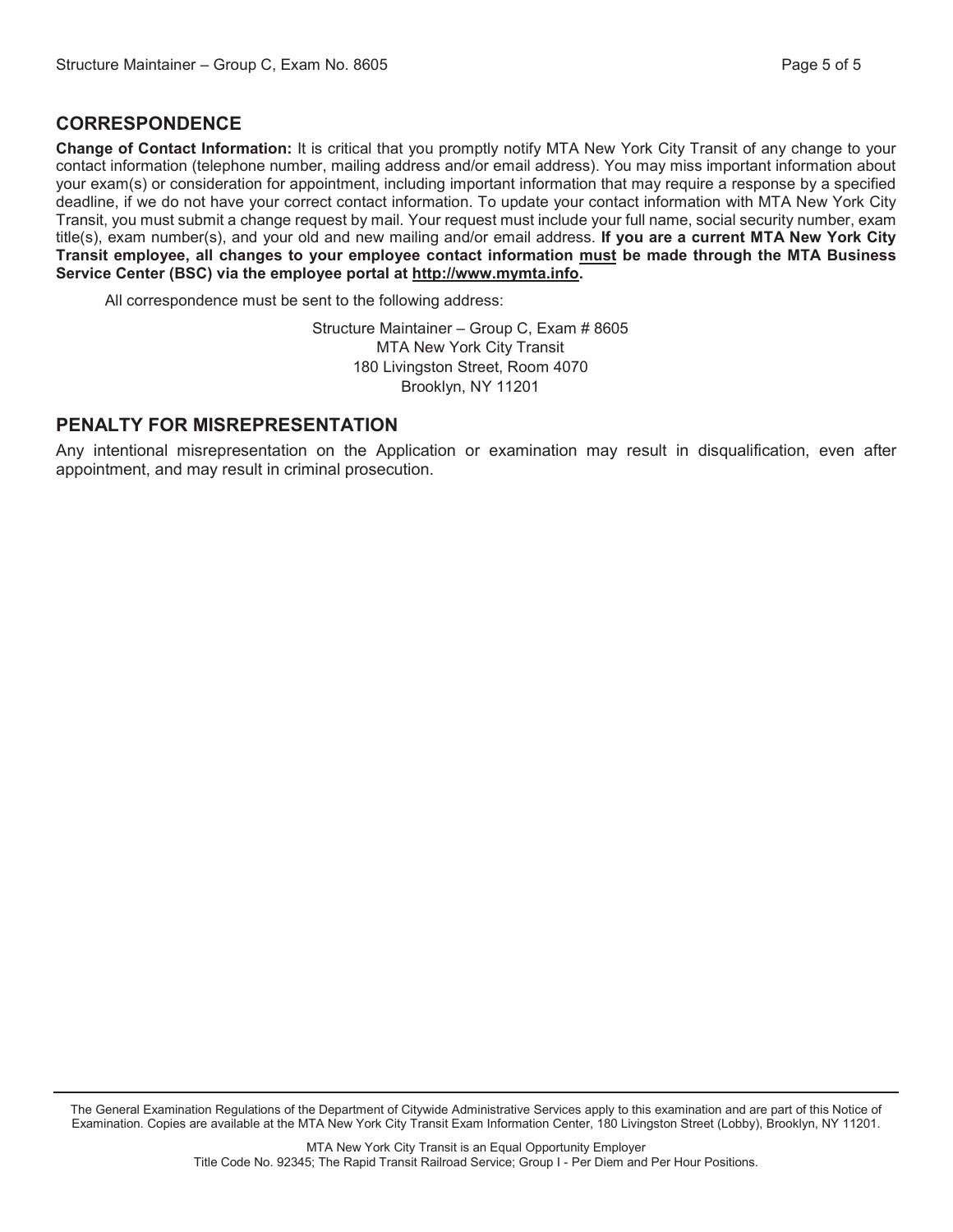## CORRESPONDENCE

**Change of Contact Information:** It is critical that you promptly notify MTA New York City Transit of any change to your contact information (telephone number, mailing address and/or email address). You may miss important information about your exam(s) or consideration for appointment, including important information that may require a response by a specified deadline, if we do not have your correct contact information. To update your contact information with MTA New York City Transit, you must submit a change request by mail. Your request must include your full name, social security number, exam title(s), exam number(s), and your old and new mailing and/or email address. **If you are a current MTA New York City Transit employee, all changes to your employee contact information <u>must</u> be made through the MTA Business Service Center (BSC) via the employee portal at <u>http://www.mymta.info</u>.**

All correspondence must be sent to the following address:

Structure Maintainer – Group C, Exam # 8605
MTA New York City Transit
180 Livingston Street, Room 4070
Brooklyn, NY 11201

## PENALTY FOR MISREPRESENTATION

Any intentional misrepresentation on the Application or examination may result in disqualification, even after appointment, and may result in criminal prosecution.

---

The General Examination Regulations of the Department of Citywide Administrative Services apply to this examination and are part of this Notice of Examination. Copies are available at the MTA New York City Transit Exam Information Center, 180 Livingston Street (Lobby), Brooklyn, NY 11201.

MTA New York City Transit is an Equal Opportunity Employer
Title Code No. 92345; The Rapid Transit Railroad Service; Group I - Per Diem and Per Hour Positions.